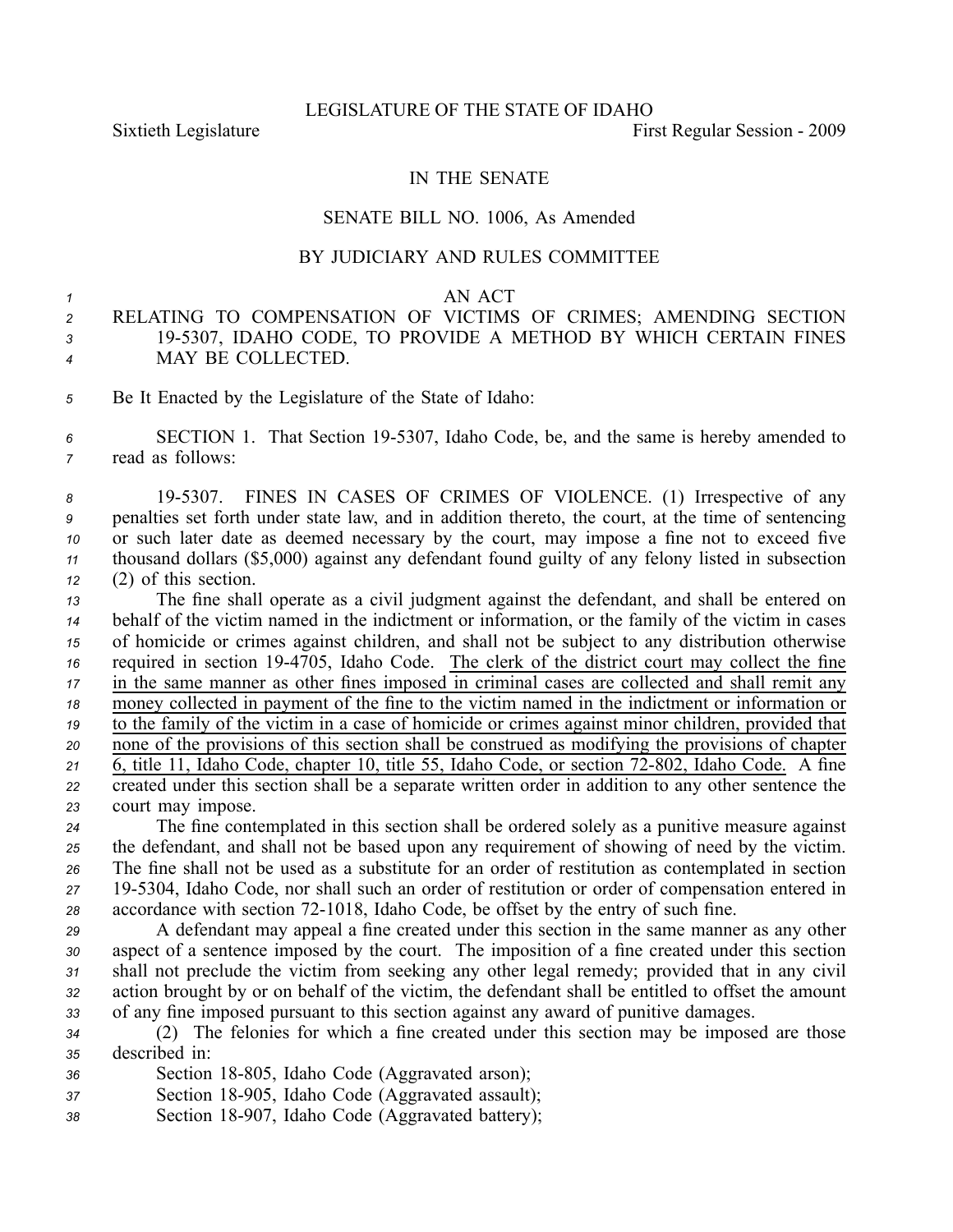LEGISLATURE OF THE STATE OF IDAHO

Sixtieth Legislature First Regular Session - 2009

IN THE SENATE

SENATE BILL NO. 1006, As Amended

BY JUDICIARY AND RULES COMMITTEE

AN ACT

RELATING TO COMPENSATION OF VICTIMS OF CRIMES; AMENDING SECTION 19-5307, IDAHO CODE, TO PROVIDE A METHOD BY WHICH CERTAIN FINES MAY BE COLLECTED.

Be It Enacted by the Legislature of the State of Idaho:

SECTION 1. That Section 19-5307, Idaho Code, be, and the same is hereby amended to read as follows:

19-5307. FINES IN CASES OF CRIMES OF VIOLENCE. (1) Irrespective of any penalties set forth under state law, and in addition thereto, the court, at the time of sentencing or such later date as deemed necessary by the court, may impose a fine not to exceed five thousand dollars ($5,000) against any defendant found guilty of any felony listed in subsection (2) of this section.

The fine shall operate as a civil judgment against the defendant, and shall be entered on behalf of the victim named in the indictment or information, or the family of the victim in cases of homicide or crimes against children, and shall not be subject to any distribution otherwise required in section 19-4705, Idaho Code. <u>The clerk of the district court may collect the fine in the same manner as other fines imposed in criminal cases are collected and shall remit any money collected in payment of the fine to the victim named in the indictment or information or to the family of the victim in a case of homicide or crimes against minor children, provided that none of the provisions of this section shall be construed as modifying the provisions of chapter 6, title 11, Idaho Code, chapter 10, title 55, Idaho Code, or section 72-802, Idaho Code.</u> A fine created under this section shall be a separate written order in addition to any other sentence the court may impose.

The fine contemplated in this section shall be ordered solely as a punitive measure against the defendant, and shall not be based upon any requirement of showing of need by the victim. The fine shall not be used as a substitute for an order of restitution as contemplated in section 19-5304, Idaho Code, nor shall such an order of restitution or order of compensation entered in accordance with section 72-1018, Idaho Code, be offset by the entry of such fine.

A defendant may appeal a fine created under this section in the same manner as any other aspect of a sentence imposed by the court. The imposition of a fine created under this section shall not preclude the victim from seeking any other legal remedy; provided that in any civil action brought by or on behalf of the victim, the defendant shall be entitled to offset the amount of any fine imposed pursuant to this section against any award of punitive damages.

(2) The felonies for which a fine created under this section may be imposed are those described in:

Section 18-805, Idaho Code (Aggravated arson);

Section 18-905, Idaho Code (Aggravated assault);

Section 18-907, Idaho Code (Aggravated battery);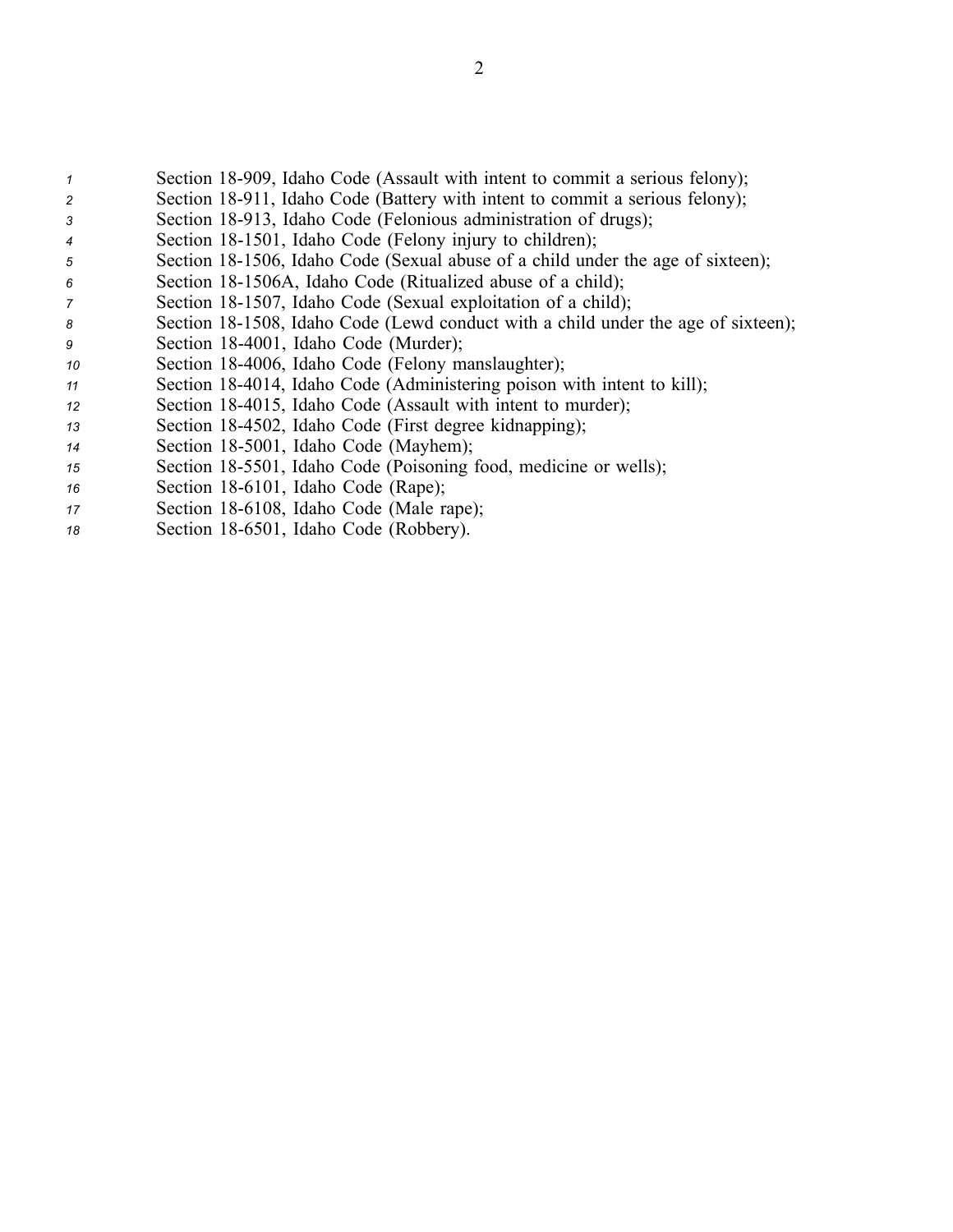Section 18-909, Idaho Code (Assault with intent to commit a serious felony);
Section 18-911, Idaho Code (Battery with intent to commit a serious felony);
Section 18-913, Idaho Code (Felonious administration of drugs);
Section 18-1501, Idaho Code (Felony injury to children);
Section 18-1506, Idaho Code (Sexual abuse of a child under the age of sixteen);
Section 18-1506A, Idaho Code (Ritualized abuse of a child);
Section 18-1507, Idaho Code (Sexual exploitation of a child);
Section 18-1508, Idaho Code (Lewd conduct with a child under the age of sixteen);
Section 18-4001, Idaho Code (Murder);
Section 18-4006, Idaho Code (Felony manslaughter);
Section 18-4014, Idaho Code (Administering poison with intent to kill);
Section 18-4015, Idaho Code (Assault with intent to murder);
Section 18-4502, Idaho Code (First degree kidnapping);
Section 18-5001, Idaho Code (Mayhem);
Section 18-5501, Idaho Code (Poisoning food, medicine or wells);
Section 18-6101, Idaho Code (Rape);
Section 18-6108, Idaho Code (Male rape);
Section 18-6501, Idaho Code (Robbery).